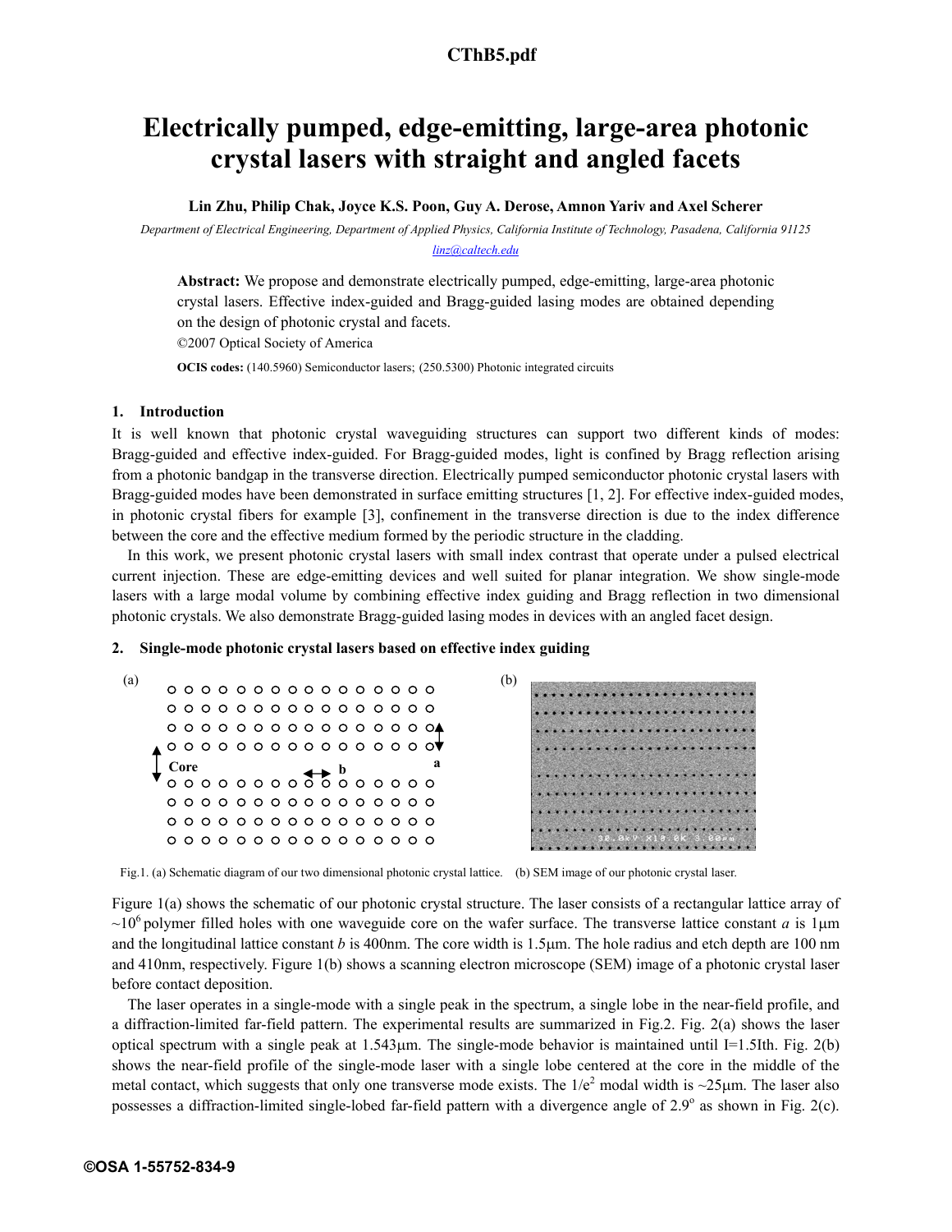# Electrically pumped, edge-emitting, large-area photonic crystal lasers with straight and angled facets

**Lin Zhu, Philip Chak, Joyce K.S. Poon, Guy A. Derose, Amnon Yariv and Axel Scherer**

*Department of Electrical Engineering, Department of Applied Physics, California Institute of Technology, Pasadena, California 91125*

*linz@caltech.edu*

**Abstract:** We propose and demonstrate electrically pumped, edge-emitting, large-area photonic crystal lasers. Effective index-guided and Bragg-guided lasing modes are obtained depending on the design of photonic crystal and facets.

©2007 Optical Society of America

**OCIS codes:** (140.5960) Semiconductor lasers; (250.5300) Photonic integrated circuits

## 1. Introduction

It is well known that photonic crystal waveguiding structures can support two different kinds of modes: Bragg-guided and effective index-guided. For Bragg-guided modes, light is confined by Bragg reflection arising from a photonic bandgap in the transverse direction. Electrically pumped semiconductor photonic crystal lasers with Bragg-guided modes have been demonstrated in surface emitting structures [1, 2]. For effective index-guided modes, in photonic crystal fibers for example [3], confinement in the transverse direction is due to the index difference between the core and the effective medium formed by the periodic structure in the cladding.

In this work, we present photonic crystal lasers with small index contrast that operate under a pulsed electrical current injection. These are edge-emitting devices and well suited for planar integration. We show single-mode lasers with a large modal volume by combining effective index guiding and Bragg reflection in two dimensional photonic crystals. We also demonstrate Bragg-guided lasing modes in devices with an angled facet design.

## 2. Single-mode photonic crystal lasers based on effective index guiding

Fig.1. (a) Schematic diagram of our two dimensional photonic crystal lattice. (b) SEM image of our photonic crystal laser.

Figure 1(a) shows the schematic of our photonic crystal structure. The laser consists of a rectangular lattice array of ~$10^6$ polymer filled holes with one waveguide core on the wafer surface. The transverse lattice constant *a* is 1μm and the longitudinal lattice constant *b* is 400nm. The core width is 1.5μm. The hole radius and etch depth are 100 nm and 410nm, respectively. Figure 1(b) shows a scanning electron microscope (SEM) image of a photonic crystal laser before contact deposition.

The laser operates in a single-mode with a single peak in the spectrum, a single lobe in the near-field profile, and a diffraction-limited far-field pattern. The experimental results are summarized in Fig.2. Fig. 2(a) shows the laser optical spectrum with a single peak at 1.543μm. The single-mode behavior is maintained until $I=1.5I_{th}$. Fig. 2(b) shows the near-field profile of the single-mode laser with a single lobe centered at the core in the middle of the metal contact, which suggests that only one transverse mode exists. The $1/e^2$ modal width is ~25μm. The laser also possesses a diffraction-limited single-lobed far-field pattern with a divergence angle of 2.9° as shown in Fig. 2(c).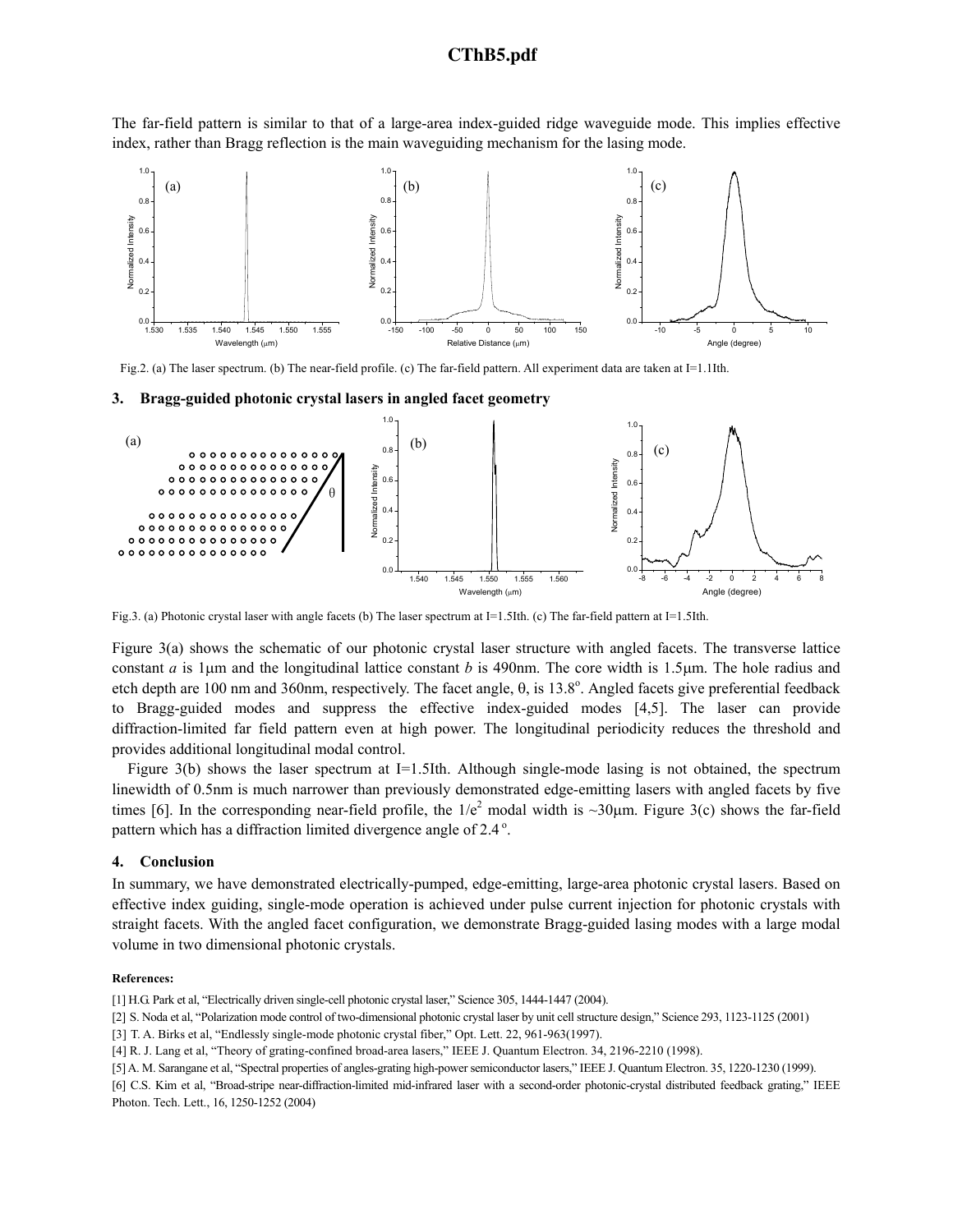The far-field pattern is similar to that of a large-area index-guided ridge waveguide mode. This implies effective index, rather than Bragg reflection is the main waveguiding mechanism for the lasing mode.

(a)
Normalized Intensity
Wavelength (μm)
1.530 1.535 1.540 1.545 1.550 1.555
0.0 0.2 0.4 0.6 0.8 1.0

(b)
Normalized Intensity
Relative Distance (μm)
-150 -100 -50 0 50 100 150
0.0 0.2 0.4 0.6 0.8 1.0

(c)
Normalized Intensity
Angle (degree)
-10 -5 0 5 10
0.0 0.2 0.4 0.6 0.8 1.0

Fig.2. (a) The laser spectrum. (b) The near-field profile. (c) The far-field pattern. All experiment data are taken at I=1.1Ith.

## 3. Bragg-guided photonic crystal lasers in angled facet geometry

(a)
θ

(b)
Normalized Intensity
Wavelength (μm)
1.540 1.545 1.550 1.555 1.560
0.0 0.2 0.4 0.6 0.8 1.0

(c)
Normalized Intensity
Angle (degree)
-8 -6 -4 -2 0 2 4 6 8
0.0 0.2 0.4 0.6 0.8 1.0

Fig.3. (a) Photonic crystal laser with angle facets (b) The laser spectrum at I=1.5Ith. (c) The far-field pattern at I=1.5Ith.

Figure 3(a) shows the schematic of our photonic crystal laser structure with angled facets. The transverse lattice constant *a* is 1μm and the longitudinal lattice constant *b* is 490nm. The core width is 1.5μm. The hole radius and etch depth are 100 nm and 360nm, respectively. The facet angle, θ, is 13.8°. Angled facets give preferential feedback to Bragg-guided modes and suppress the effective index-guided modes [4,5]. The laser can provide diffraction-limited far field pattern even at high power. The longitudinal periodicity reduces the threshold and provides additional longitudinal modal control.

Figure 3(b) shows the laser spectrum at I=1.5Ith. Although single-mode lasing is not obtained, the spectrum linewidth of 0.5nm is much narrower than previously demonstrated edge-emitting lasers with angled facets by five times [6]. In the corresponding near-field profile, the $1/e^2$ modal width is ~30μm. Figure 3(c) shows the far-field pattern which has a diffraction limited divergence angle of 2.4°.

## 4. Conclusion

In summary, we have demonstrated electrically-pumped, edge-emitting, large-area photonic crystal lasers. Based on effective index guiding, single-mode operation is achieved under pulse current injection for photonic crystals with straight facets. With the angled facet configuration, we demonstrate Bragg-guided lasing modes with a large modal volume in two dimensional photonic crystals.

**References:**

[1] H.G. Park et al, "Electrically driven single-cell photonic crystal laser," Science 305, 1444-1447 (2004).

[2] S. Noda et al, "Polarization mode control of two-dimensional photonic crystal laser by unit cell structure design," Science 293, 1123-1125 (2001)

[3] T. A. Birks et al, "Endlessly single-mode photonic crystal fiber," Opt. Lett. 22, 961-963(1997).

[4] R. J. Lang et al, "Theory of grating-confined broad-area lasers," IEEE J. Quantum Electron. 34, 2196-2210 (1998).

[5] A. M. Sarangane et al, "Spectral properties of angles-grating high-power semiconductor lasers," IEEE J. Quantum Electron. 35, 1220-1230 (1999).

[6] C.S. Kim et al, "Broad-stripe near-diffraction-limited mid-infrared laser with a second-order photonic-crystal distributed feedback grating," IEEE Photon. Tech. Lett., 16, 1250-1252 (2004)